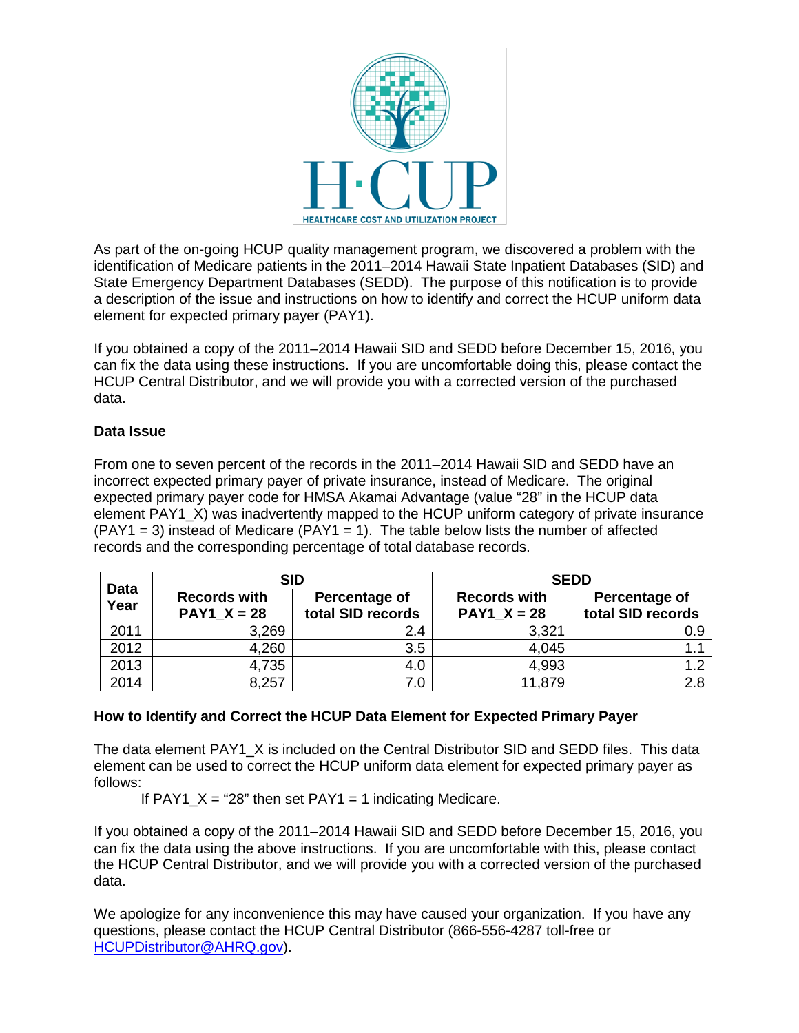HEALTHCARE COST AND UTILIZATION PROJECT

As part of the on-going HCUP quality management program, we discovered a problem with the identification of Medicare patients in the 2011–2014 Hawaii State Inpatient Databases (SID) and State Emergency Department Databases (SEDD). The purpose of this notification is to provide a description of the issue and instructions on how to identify and correct the HCUP uniform data element for expected primary payer (PAY1).

If you obtained a copy of the 2011–2014 Hawaii SID and SEDD before December 15, 2016, you can fix the data using these instructions. If you are uncomfortable doing this, please contact the HCUP Central Distributor, and we will provide you with a corrected version of the purchased data.

**Data Issue**

From one to seven percent of the records in the 2011–2014 Hawaii SID and SEDD have an incorrect expected primary payer of private insurance, instead of Medicare. The original expected primary payer code for HMSA Akamai Advantage (value "28" in the HCUP data element PAY1_X) was inadvertently mapped to the HCUP uniform category of private insurance (PAY1 = 3) instead of Medicare (PAY1 = 1). The table below lists the number of affected records and the corresponding percentage of total database records.

| Data Year | SID | | SEDD | |
|---|---|---|---|---|
| | Records with PAY1_X = 28 | Percentage of total SID records | Records with PAY1_X = 28 | Percentage of total SID records |
| 2011 | 3,269 | 2.4 | 3,321 | 0.9 |
| 2012 | 4,260 | 3.5 | 4,045 | 1.1 |
| 2013 | 4,735 | 4.0 | 4,993 | 1.2 |
| 2014 | 8,257 | 7.0 | 11,879 | 2.8 |

**How to Identify and Correct the HCUP Data Element for Expected Primary Payer**

The data element PAY1_X is included on the Central Distributor SID and SEDD files. This data element can be used to correct the HCUP uniform data element for expected primary payer as follows:

If PAY1_X = "28" then set PAY1 = 1 indicating Medicare.

If you obtained a copy of the 2011–2014 Hawaii SID and SEDD before December 15, 2016, you can fix the data using the above instructions. If you are uncomfortable with this, please contact the HCUP Central Distributor, and we will provide you with a corrected version of the purchased data.

We apologize for any inconvenience this may have caused your organization. If you have any questions, please contact the HCUP Central Distributor (866-556-4287 toll-free or HCUPDistributor@AHRQ.gov).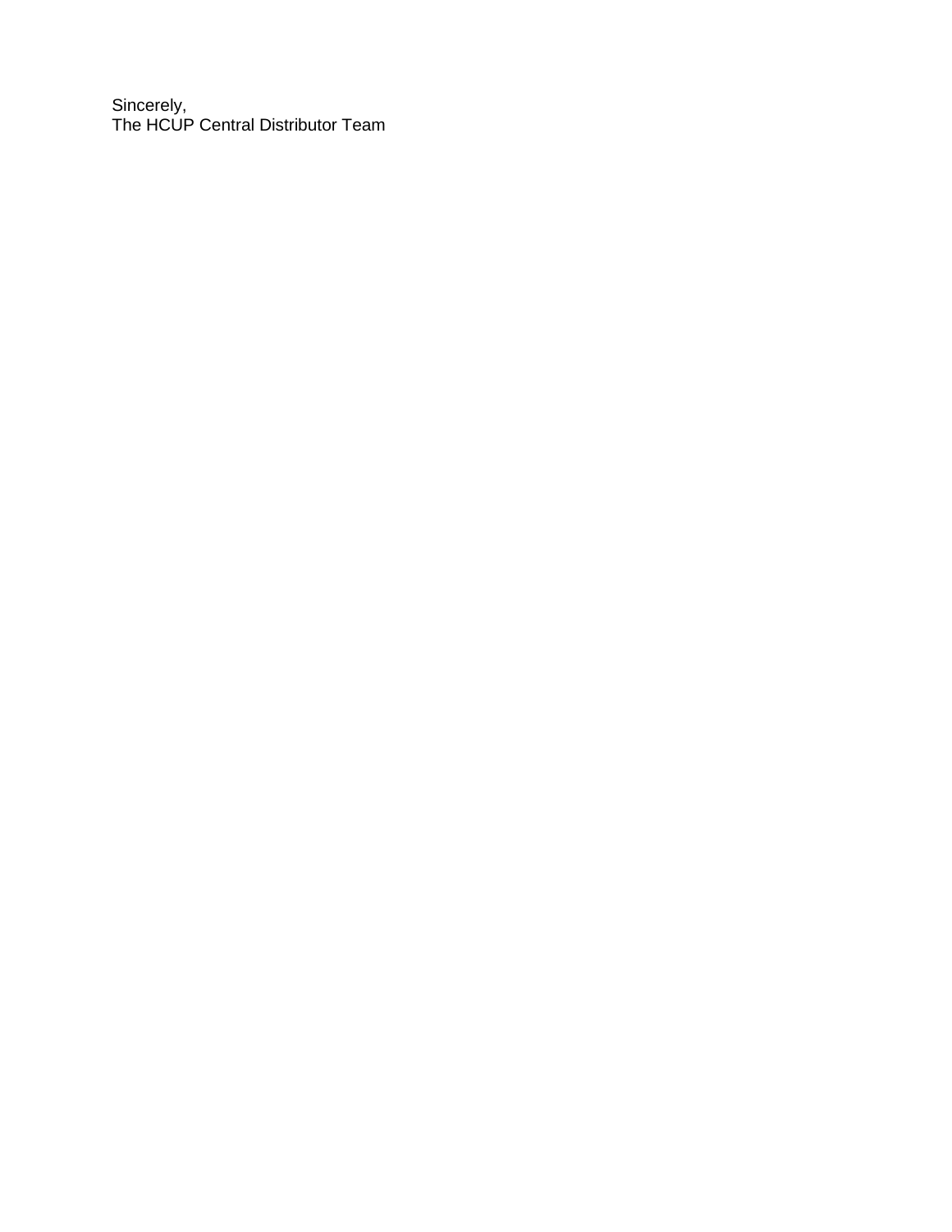Sincerely,
The HCUP Central Distributor Team